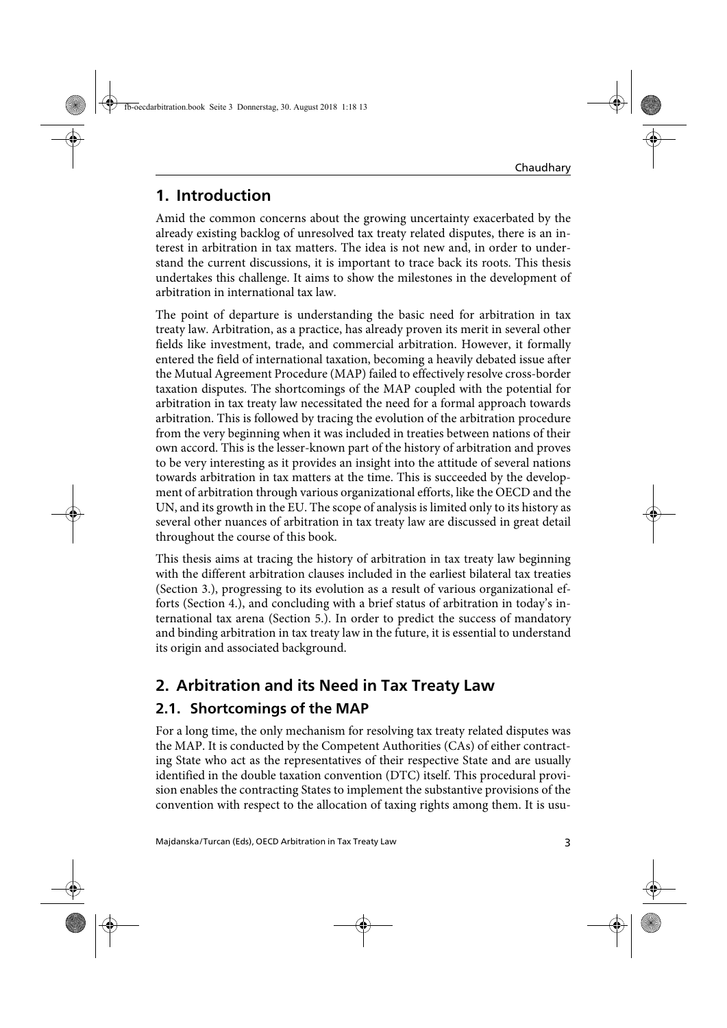# 1. Introduction

Amid the common concerns about the growing uncertainty exacerbated by the already existing backlog of unresolved tax treaty related disputes, there is an interest in arbitration in tax matters. The idea is not new and, in order to understand the current discussions, it is important to trace back its roots. This thesis undertakes this challenge. It aims to show the milestones in the development of arbitration in international tax law.

The point of departure is understanding the basic need for arbitration in tax treaty law. Arbitration, as a practice, has already proven its merit in several other fields like investment, trade, and commercial arbitration. However, it formally entered the field of international taxation, becoming a heavily debated issue after the Mutual Agreement Procedure (MAP) failed to effectively resolve cross-border taxation disputes. The shortcomings of the MAP coupled with the potential for arbitration in tax treaty law necessitated the need for a formal approach towards arbitration. This is followed by tracing the evolution of the arbitration procedure from the very beginning when it was included in treaties between nations of their own accord. This is the lesser-known part of the history of arbitration and proves to be very interesting as it provides an insight into the attitude of several nations towards arbitration in tax matters at the time. This is succeeded by the development of arbitration through various organizational efforts, like the OECD and the UN, and its growth in the EU. The scope of analysis is limited only to its history as several other nuances of arbitration in tax treaty law are discussed in great detail throughout the course of this book.

This thesis aims at tracing the history of arbitration in tax treaty law beginning with the different arbitration clauses included in the earliest bilateral tax treaties (Section 3.), progressing to its evolution as a result of various organizational efforts (Section 4.), and concluding with a brief status of arbitration in today's international tax arena (Section 5.). In order to predict the success of mandatory and binding arbitration in tax treaty law in the future, it is essential to understand its origin and associated background.

# 2. Arbitration and its Need in Tax Treaty Law

## 2.1. Shortcomings of the MAP

For a long time, the only mechanism for resolving tax treaty related disputes was the MAP. It is conducted by the Competent Authorities (CAs) of either contracting State who act as the representatives of their respective State and are usually identified in the double taxation convention (DTC) itself. This procedural provision enables the contracting States to implement the substantive provisions of the convention with respect to the allocation of taxing rights among them. It is usu-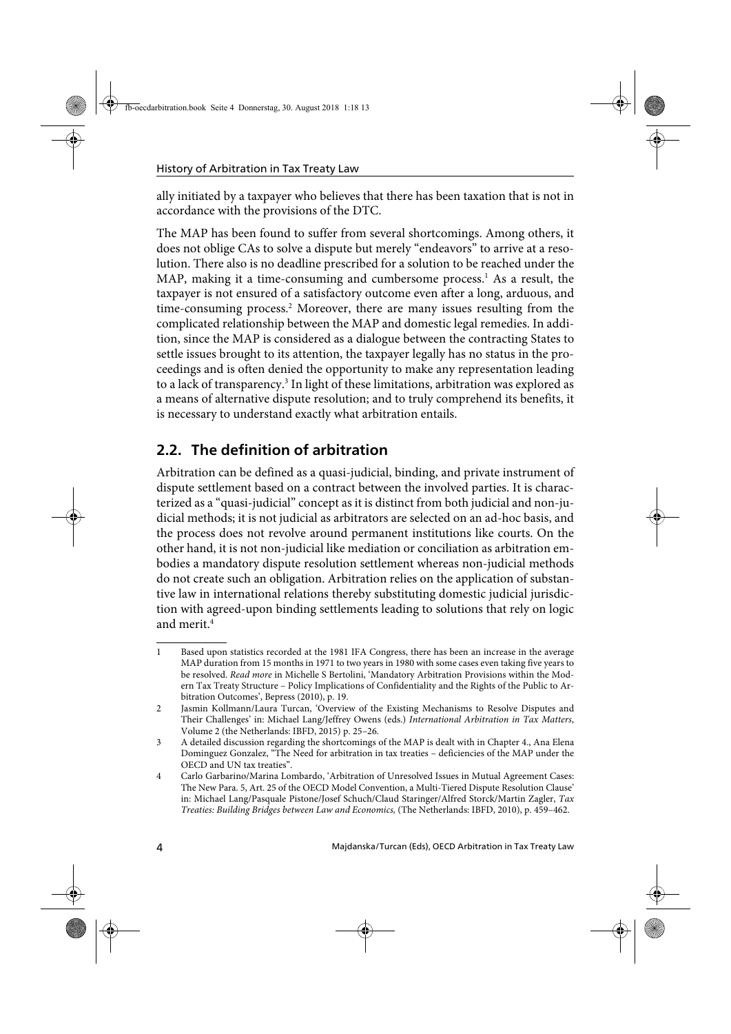ally initiated by a taxpayer who believes that there has been taxation that is not in accordance with the provisions of the DTC.

The MAP has been found to suffer from several shortcomings. Among others, it does not oblige CAs to solve a dispute but merely "endeavors" to arrive at a resolution. There also is no deadline prescribed for a solution to be reached under the MAP, making it a time-consuming and cumbersome process.[1] As a result, the taxpayer is not ensured of a satisfactory outcome even after a long, arduous, and time-consuming process.[2] Moreover, there are many issues resulting from the complicated relationship between the MAP and domestic legal remedies. In addition, since the MAP is considered as a dialogue between the contracting States to settle issues brought to its attention, the taxpayer legally has no status in the proceedings and is often denied the opportunity to make any representation leading to a lack of transparency.[3] In light of these limitations, arbitration was explored as a means of alternative dispute resolution; and to truly comprehend its benefits, it is necessary to understand exactly what arbitration entails.

## 2.2. The definition of arbitration

Arbitration can be defined as a quasi-judicial, binding, and private instrument of dispute settlement based on a contract between the involved parties. It is characterized as a "quasi-judicial" concept as it is distinct from both judicial and non-judicial methods; it is not judicial as arbitrators are selected on an ad-hoc basis, and the process does not revolve around permanent institutions like courts. On the other hand, it is not non-judicial like mediation or conciliation as arbitration embodies a mandatory dispute resolution settlement whereas non-judicial methods do not create such an obligation. Arbitration relies on the application of substantive law in international relations thereby substituting domestic judicial jurisdiction with agreed-upon binding settlements leading to solutions that rely on logic and merit.[4]

---

1 Based upon statistics recorded at the 1981 IFA Congress, there has been an increase in the average MAP duration from 15 months in 1971 to two years in 1980 with some cases even taking five years to be resolved. *Read more* in Michelle S Bertolini, 'Mandatory Arbitration Provisions within the Modern Tax Treaty Structure – Policy Implications of Confidentiality and the Rights of the Public to Arbitration Outcomes', Bepress (2010), p. 19.

2 Jasmin Kollmann/Laura Turcan, 'Overview of the Existing Mechanisms to Resolve Disputes and Their Challenges' in: Michael Lang/Jeffrey Owens (eds.) *International Arbitration in Tax Matters*, Volume 2 (the Netherlands: IBFD, 2015) p. 25–26.

3 A detailed discussion regarding the shortcomings of the MAP is dealt with in Chapter 4., Ana Elena Dominguez Gonzalez, "The Need for arbitration in tax treaties – deficiencies of the MAP under the OECD and UN tax treaties".

4 Carlo Garbarino/Marina Lombardo, 'Arbitration of Unresolved Issues in Mutual Agreement Cases: The New Para. 5, Art. 25 of the OECD Model Convention, a Multi-Tiered Dispute Resolution Clause' in: Michael Lang/Pasquale Pistone/Josef Schuch/Claud Staringer/Alfred Storck/Martin Zagler, *Tax Treaties: Building Bridges between Law and Economics,* (The Netherlands: IBFD, 2010), p. 459–462.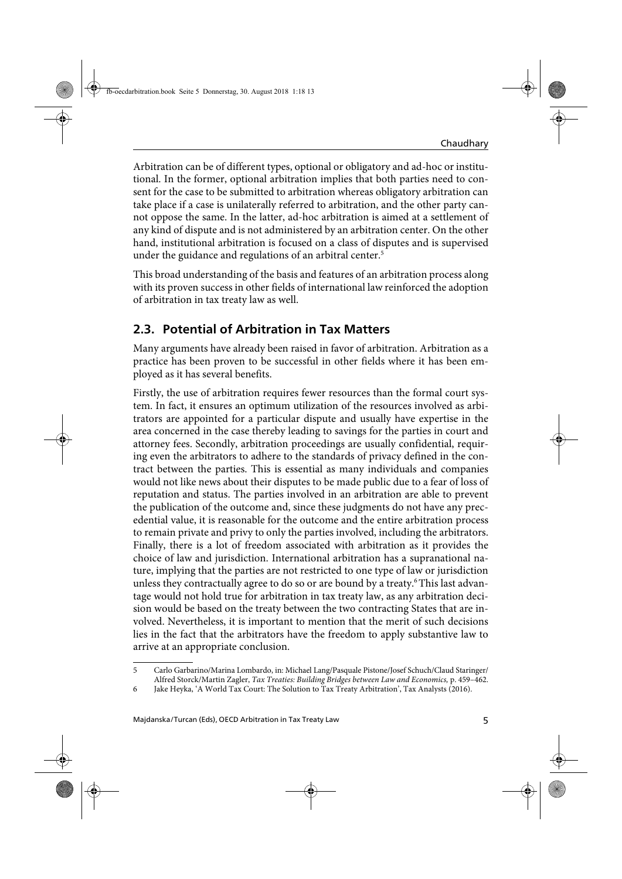Arbitration can be of different types, optional or obligatory and ad-hoc or institutional. In the former, optional arbitration implies that both parties need to consent for the case to be submitted to arbitration whereas obligatory arbitration can take place if a case is unilaterally referred to arbitration, and the other party cannot oppose the same. In the latter, ad-hoc arbitration is aimed at a settlement of any kind of dispute and is not administered by an arbitration center. On the other hand, institutional arbitration is focused on a class of disputes and is supervised under the guidance and regulations of an arbitral center.[5]

This broad understanding of the basis and features of an arbitration process along with its proven success in other fields of international law reinforced the adoption of arbitration in tax treaty law as well.

## 2.3. Potential of Arbitration in Tax Matters

Many arguments have already been raised in favor of arbitration. Arbitration as a practice has been proven to be successful in other fields where it has been employed as it has several benefits.

Firstly, the use of arbitration requires fewer resources than the formal court system. In fact, it ensures an optimum utilization of the resources involved as arbitrators are appointed for a particular dispute and usually have expertise in the area concerned in the case thereby leading to savings for the parties in court and attorney fees. Secondly, arbitration proceedings are usually confidential, requiring even the arbitrators to adhere to the standards of privacy defined in the contract between the parties. This is essential as many individuals and companies would not like news about their disputes to be made public due to a fear of loss of reputation and status. The parties involved in an arbitration are able to prevent the publication of the outcome and, since these judgments do not have any precedential value, it is reasonable for the outcome and the entire arbitration process to remain private and privy to only the parties involved, including the arbitrators. Finally, there is a lot of freedom associated with arbitration as it provides the choice of law and jurisdiction. International arbitration has a supranational nature, implying that the parties are not restricted to one type of law or jurisdiction unless they contractually agree to do so or are bound by a treaty.[6] This last advantage would not hold true for arbitration in tax treaty law, as any arbitration decision would be based on the treaty between the two contracting States that are involved. Nevertheless, it is important to mention that the merit of such decisions lies in the fact that the arbitrators have the freedom to apply substantive law to arrive at an appropriate conclusion.

---

5 Carlo Garbarino/Marina Lombardo, in: Michael Lang/Pasquale Pistone/Josef Schuch/Claud Staringer/Alfred Storck/Martin Zagler, *Tax Treaties: Building Bridges between Law and Economics*, p. 459–462.

6 Jake Heyka, 'A World Tax Court: The Solution to Tax Treaty Arbitration', Tax Analysts (2016).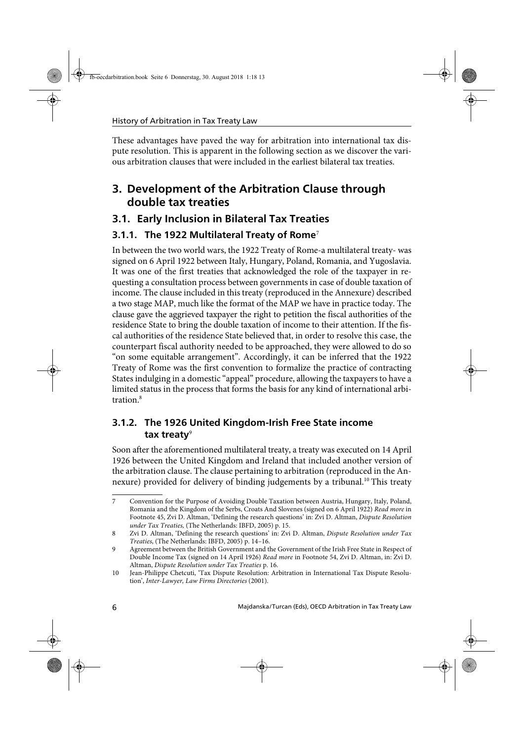These advantages have paved the way for arbitration into international tax dispute resolution. This is apparent in the following section as we discover the various arbitration clauses that were included in the earliest bilateral tax treaties.

## 3. Development of the Arbitration Clause through double tax treaties

### 3.1. Early Inclusion in Bilateral Tax Treaties

#### 3.1.1. The 1922 Multilateral Treaty of Rome[7]

In between the two world wars, the 1922 Treaty of Rome-a multilateral treaty- was signed on 6 April 1922 between Italy, Hungary, Poland, Romania, and Yugoslavia. It was one of the first treaties that acknowledged the role of the taxpayer in requesting a consultation process between governments in case of double taxation of income. The clause included in this treaty (reproduced in the Annexure) described a two stage MAP, much like the format of the MAP we have in practice today. The clause gave the aggrieved taxpayer the right to petition the fiscal authorities of the residence State to bring the double taxation of income to their attention. If the fiscal authorities of the residence State believed that, in order to resolve this case, the counterpart fiscal authority needed to be approached, they were allowed to do so "on some equitable arrangement". Accordingly, it can be inferred that the 1922 Treaty of Rome was the first convention to formalize the practice of contracting States indulging in a domestic "appeal" procedure, allowing the taxpayers to have a limited status in the process that forms the basis for any kind of international arbitration.[8]

#### 3.1.2. The 1926 United Kingdom-Irish Free State income tax treaty[9]

Soon after the aforementioned multilateral treaty, a treaty was executed on 14 April 1926 between the United Kingdom and Ireland that included another version of the arbitration clause. The clause pertaining to arbitration (reproduced in the Annexure) provided for delivery of binding judgements by a tribunal.[10] This treaty

---

7 Convention for the Purpose of Avoiding Double Taxation between Austria, Hungary, Italy, Poland, Romania and the Kingdom of the Serbs, Croats And Slovenes (signed on 6 April 1922) *Read more* in Footnote 45, Zvi D. Altman, 'Defining the research questions' in: Zvi D. Altman, *Dispute Resolution under Tax Treaties,* (The Netherlands: IBFD, 2005) p. 15.

8 Zvi D. Altman, 'Defining the research questions' in: Zvi D. Altman, *Dispute Resolution under Tax Treaties,* (The Netherlands: IBFD, 2005) p. 14–16.

9 Agreement between the British Government and the Government of the Irish Free State in Respect of Double Income Tax (signed on 14 April 1926) *Read more* in Footnote 54, Zvi D. Altman, in: Zvi D. Altman, *Dispute Resolution under Tax Treaties* p. 16.

10 Jean-Philippe Chetcuti, 'Tax Dispute Resolution: Arbitration in International Tax Dispute Resolution', *Inter-Lawyer, Law Firms Directories* (2001).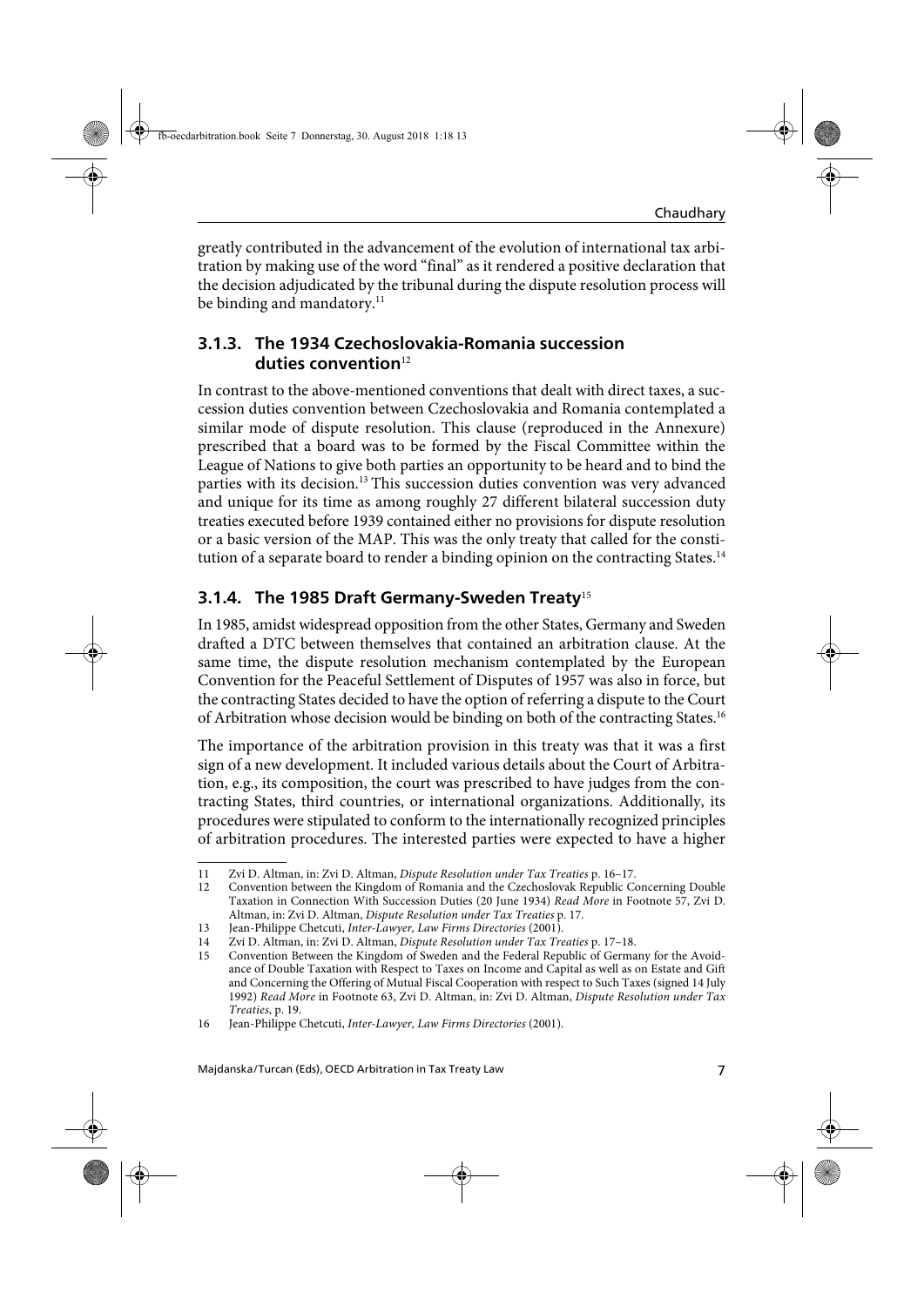greatly contributed in the advancement of the evolution of international tax arbitration by making use of the word "final" as it rendered a positive declaration that the decision adjudicated by the tribunal during the dispute resolution process will be binding and mandatory.[11]

### 3.1.3. The 1934 Czechoslovakia-Romania succession duties convention[12]

In contrast to the above-mentioned conventions that dealt with direct taxes, a succession duties convention between Czechoslovakia and Romania contemplated a similar mode of dispute resolution. This clause (reproduced in the Annexure) prescribed that a board was to be formed by the Fiscal Committee within the League of Nations to give both parties an opportunity to be heard and to bind the parties with its decision.[13] This succession duties convention was very advanced and unique for its time as among roughly 27 different bilateral succession duty treaties executed before 1939 contained either no provisions for dispute resolution or a basic version of the MAP. This was the only treaty that called for the constitution of a separate board to render a binding opinion on the contracting States.[14]

### 3.1.4. The 1985 Draft Germany-Sweden Treaty[15]

In 1985, amidst widespread opposition from the other States, Germany and Sweden drafted a DTC between themselves that contained an arbitration clause. At the same time, the dispute resolution mechanism contemplated by the European Convention for the Peaceful Settlement of Disputes of 1957 was also in force, but the contracting States decided to have the option of referring a dispute to the Court of Arbitration whose decision would be binding on both of the contracting States.[16]

The importance of the arbitration provision in this treaty was that it was a first sign of a new development. It included various details about the Court of Arbitration, e.g., its composition, the court was prescribed to have judges from the contracting States, third countries, or international organizations. Additionally, its procedures were stipulated to conform to the internationally recognized principles of arbitration procedures. The interested parties were expected to have a higher

---

11 Zvi D. Altman, in: Zvi D. Altman, *Dispute Resolution under Tax Treaties* p. 16–17.

12 Convention between the Kingdom of Romania and the Czechoslovak Republic Concerning Double Taxation in Connection With Succession Duties (20 June 1934) *Read More* in Footnote 57, Zvi D. Altman, in: Zvi D. Altman, *Dispute Resolution under Tax Treaties* p. 17.

13 Jean-Philippe Chetcuti, *Inter-Lawyer, Law Firms Directories* (2001).

14 Zvi D. Altman, in: Zvi D. Altman, *Dispute Resolution under Tax Treaties* p. 17–18.

15 Convention Between the Kingdom of Sweden and the Federal Republic of Germany for the Avoidance of Double Taxation with Respect to Taxes on Income and Capital as well as on Estate and Gift and Concerning the Offering of Mutual Fiscal Cooperation with respect to Such Taxes (signed 14 July 1992) *Read More* in Footnote 63, Zvi D. Altman, in: Zvi D. Altman, *Dispute Resolution under Tax Treaties*, p. 19.

16 Jean-Philippe Chetcuti, *Inter-Lawyer, Law Firms Directories* (2001).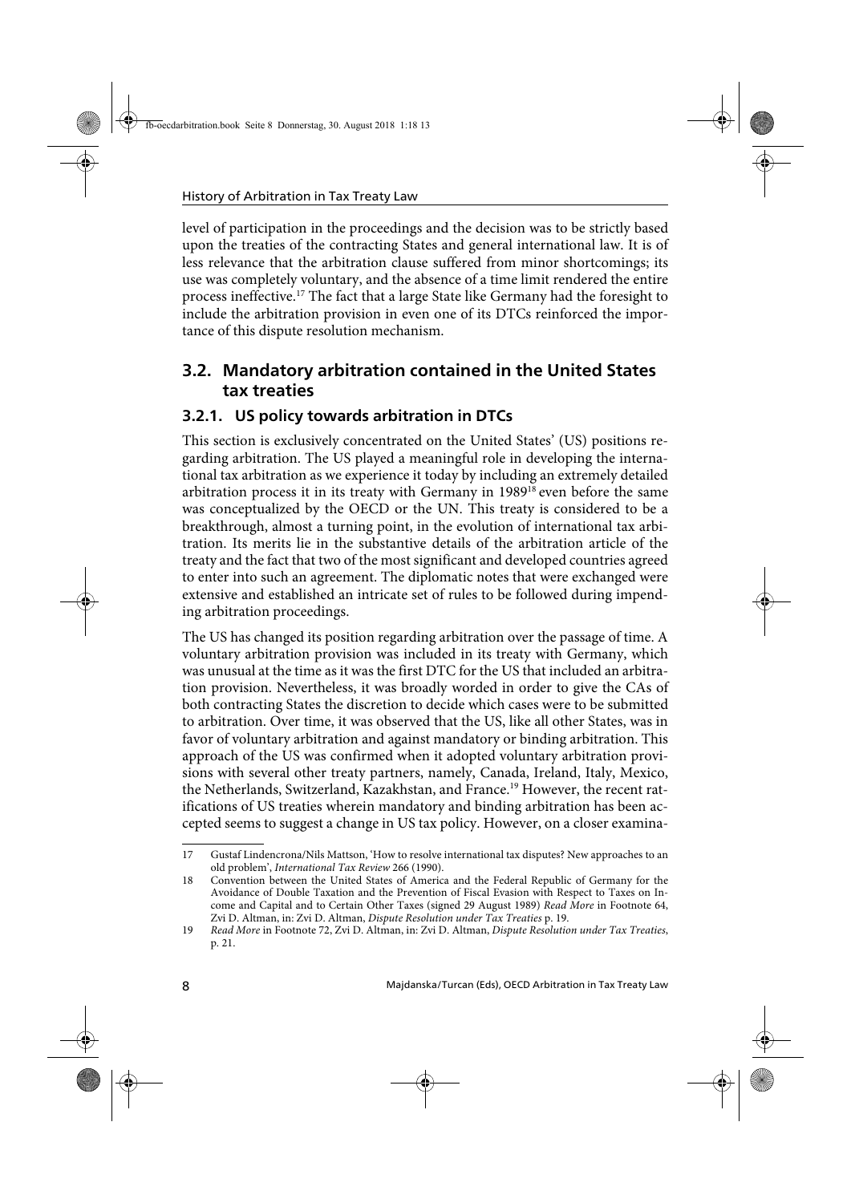level of participation in the proceedings and the decision was to be strictly based upon the treaties of the contracting States and general international law. It is of less relevance that the arbitration clause suffered from minor shortcomings; its use was completely voluntary, and the absence of a time limit rendered the entire process ineffective.[17] The fact that a large State like Germany had the foresight to include the arbitration provision in even one of its DTCs reinforced the importance of this dispute resolution mechanism.

## 3.2. Mandatory arbitration contained in the United States tax treaties

### 3.2.1. US policy towards arbitration in DTCs

This section is exclusively concentrated on the United States' (US) positions regarding arbitration. The US played a meaningful role in developing the international tax arbitration as we experience it today by including an extremely detailed arbitration process it in its treaty with Germany in 1989[18] even before the same was conceptualized by the OECD or the UN. This treaty is considered to be a breakthrough, almost a turning point, in the evolution of international tax arbitration. Its merits lie in the substantive details of the arbitration article of the treaty and the fact that two of the most significant and developed countries agreed to enter into such an agreement. The diplomatic notes that were exchanged were extensive and established an intricate set of rules to be followed during impending arbitration proceedings.

The US has changed its position regarding arbitration over the passage of time. A voluntary arbitration provision was included in its treaty with Germany, which was unusual at the time as it was the first DTC for the US that included an arbitration provision. Nevertheless, it was broadly worded in order to give the CAs of both contracting States the discretion to decide which cases were to be submitted to arbitration. Over time, it was observed that the US, like all other States, was in favor of voluntary arbitration and against mandatory or binding arbitration. This approach of the US was confirmed when it adopted voluntary arbitration provisions with several other treaty partners, namely, Canada, Ireland, Italy, Mexico, the Netherlands, Switzerland, Kazakhstan, and France.[19] However, the recent ratifications of US treaties wherein mandatory and binding arbitration has been accepted seems to suggest a change in US tax policy. However, on a closer examina-

---

17 Gustaf Lindencrona/Nils Mattson, 'How to resolve international tax disputes? New approaches to an old problem', *International Tax Review* 266 (1990).

18 Convention between the United States of America and the Federal Republic of Germany for the Avoidance of Double Taxation and the Prevention of Fiscal Evasion with Respect to Taxes on Income and Capital and to Certain Other Taxes (signed 29 August 1989) *Read More* in Footnote 64, Zvi D. Altman, in: Zvi D. Altman, *Dispute Resolution under Tax Treaties* p. 19.

19 *Read More* in Footnote 72, Zvi D. Altman, in: Zvi D. Altman, *Dispute Resolution under Tax Treaties*, p. 21.